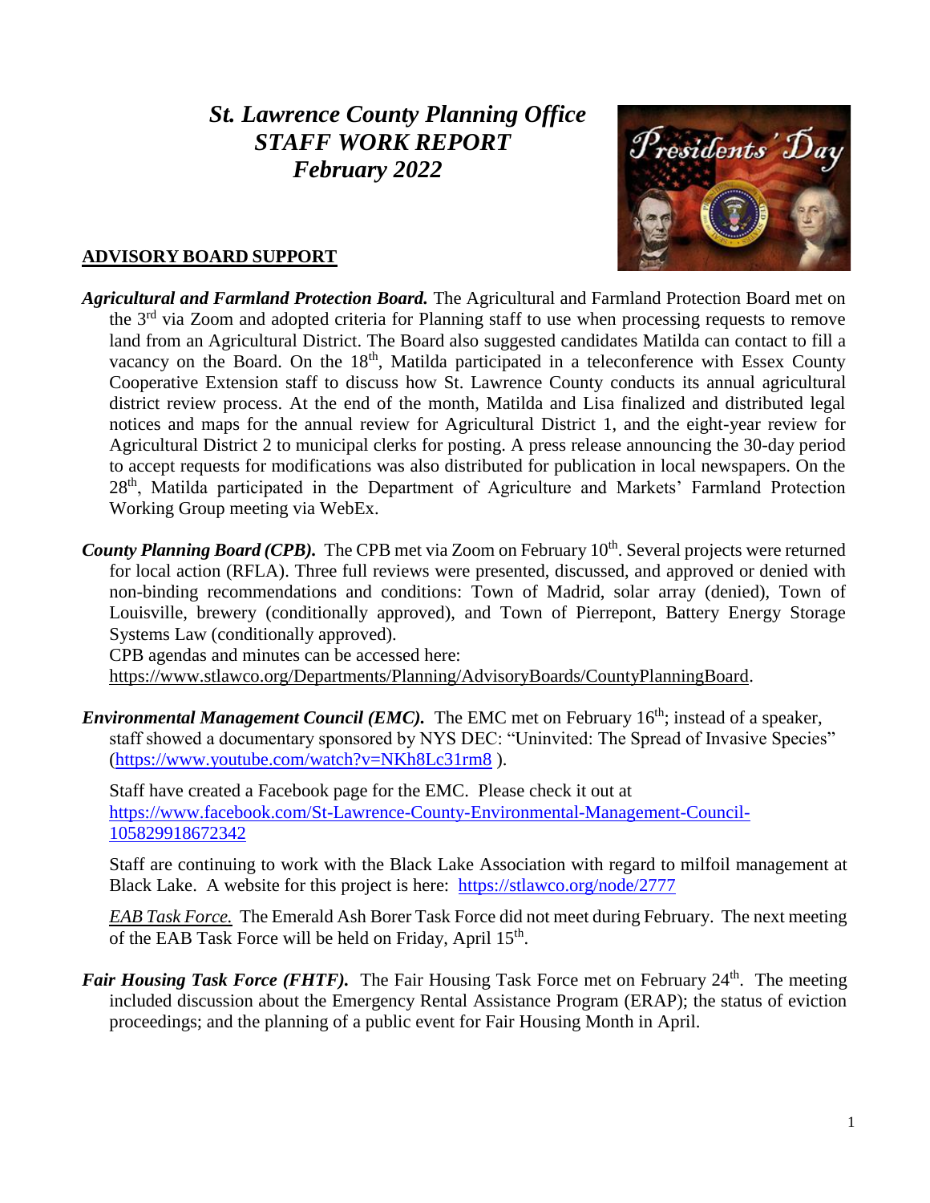# *St. Lawrence County Planning Office*
# *STAFF WORK REPORT*
# *February 2022*

## ADVISORY BOARD SUPPORT

***Agricultural and Farmland Protection Board.*** The Agricultural and Farmland Protection Board met on the 3rd via Zoom and adopted criteria for Planning staff to use when processing requests to remove land from an Agricultural District. The Board also suggested candidates Matilda can contact to fill a vacancy on the Board. On the 18th, Matilda participated in a teleconference with Essex County Cooperative Extension staff to discuss how St. Lawrence County conducts its annual agricultural district review process. At the end of the month, Matilda and Lisa finalized and distributed legal notices and maps for the annual review for Agricultural District 1, and the eight-year review for Agricultural District 2 to municipal clerks for posting. A press release announcing the 30-day period to accept requests for modifications was also distributed for publication in local newspapers. On the 28th, Matilda participated in the Department of Agriculture and Markets' Farmland Protection Working Group meeting via WebEx.

***County Planning Board (CPB).*** The CPB met via Zoom on February 10th. Several projects were returned for local action (RFLA). Three full reviews were presented, discussed, and approved or denied with non-binding recommendations and conditions: Town of Madrid, solar array (denied), Town of Louisville, brewery (conditionally approved), and Town of Pierrepont, Battery Energy Storage Systems Law (conditionally approved).
CPB agendas and minutes can be accessed here:
https://www.stlawco.org/Departments/Planning/AdvisoryBoards/CountyPlanningBoard.

***Environmental Management Council (EMC).*** The EMC met on February 16th; instead of a speaker, staff showed a documentary sponsored by NYS DEC: "Uninvited: The Spread of Invasive Species" (https://www.youtube.com/watch?v=NKh8Lc31rm8 ).

Staff have created a Facebook page for the EMC. Please check it out at https://www.facebook.com/St-Lawrence-County-Environmental-Management-Council-105829918672342

Staff are continuing to work with the Black Lake Association with regard to milfoil management at Black Lake. A website for this project is here: https://stlawco.org/node/2777

*EAB Task Force.* The Emerald Ash Borer Task Force did not meet during February. The next meeting of the EAB Task Force will be held on Friday, April 15th.

***Fair Housing Task Force (FHTF).*** The Fair Housing Task Force met on February 24th. The meeting included discussion about the Emergency Rental Assistance Program (ERAP); the status of eviction proceedings; and the planning of a public event for Fair Housing Month in April.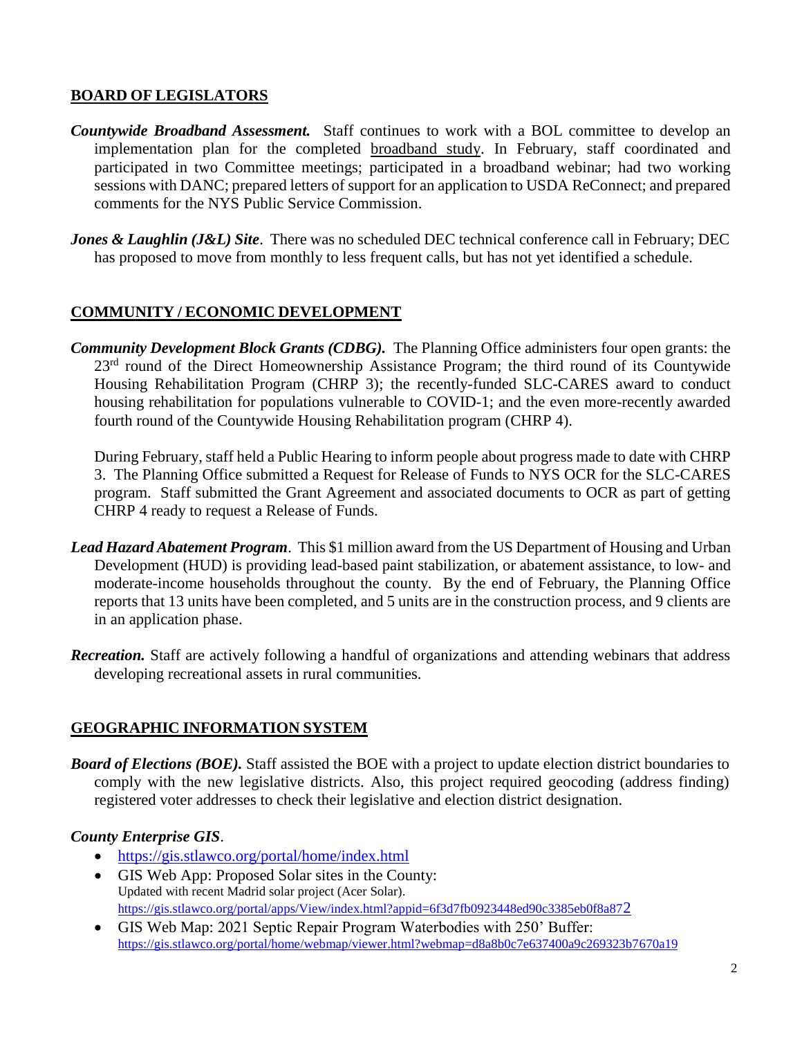## BOARD OF LEGISLATORS

***Countywide Broadband Assessment.*** Staff continues to work with a BOL committee to develop an implementation plan for the completed broadband study. In February, staff coordinated and participated in two Committee meetings; participated in a broadband webinar; had two working sessions with DANC; prepared letters of support for an application to USDA ReConnect; and prepared comments for the NYS Public Service Commission.

***Jones & Laughlin (J&L) Site***. There was no scheduled DEC technical conference call in February; DEC has proposed to move from monthly to less frequent calls, but has not yet identified a schedule.

## COMMUNITY / ECONOMIC DEVELOPMENT

***Community Development Block Grants (CDBG).*** The Planning Office administers four open grants: the 23rd round of the Direct Homeownership Assistance Program; the third round of its Countywide Housing Rehabilitation Program (CHRP 3); the recently-funded SLC-CARES award to conduct housing rehabilitation for populations vulnerable to COVID-1; and the even more-recently awarded fourth round of the Countywide Housing Rehabilitation program (CHRP 4).

During February, staff held a Public Hearing to inform people about progress made to date with CHRP 3. The Planning Office submitted a Request for Release of Funds to NYS OCR for the SLC-CARES program. Staff submitted the Grant Agreement and associated documents to OCR as part of getting CHRP 4 ready to request a Release of Funds.

***Lead Hazard Abatement Program***. This $1 million award from the US Department of Housing and Urban Development (HUD) is providing lead-based paint stabilization, or abatement assistance, to low- and moderate-income households throughout the county. By the end of February, the Planning Office reports that 13 units have been completed, and 5 units are in the construction process, and 9 clients are in an application phase.

***Recreation.*** Staff are actively following a handful of organizations and attending webinars that address developing recreational assets in rural communities.

## GEOGRAPHIC INFORMATION SYSTEM

***Board of Elections (BOE).*** Staff assisted the BOE with a project to update election district boundaries to comply with the new legislative districts. Also, this project required geocoding (address finding) registered voter addresses to check their legislative and election district designation.

***County Enterprise GIS***.

- https://gis.stlawco.org/portal/home/index.html
- GIS Web App: Proposed Solar sites in the County:
  Updated with recent Madrid solar project (Acer Solar).
  https://gis.stlawco.org/portal/apps/View/index.html?appid=6f3d7fb0923448ed90c3385eb0f8a872
- GIS Web Map: 2021 Septic Repair Program Waterbodies with 250' Buffer:
  https://gis.stlawco.org/portal/home/webmap/viewer.html?webmap=d8a8b0c7e637400a9c269323b7670a19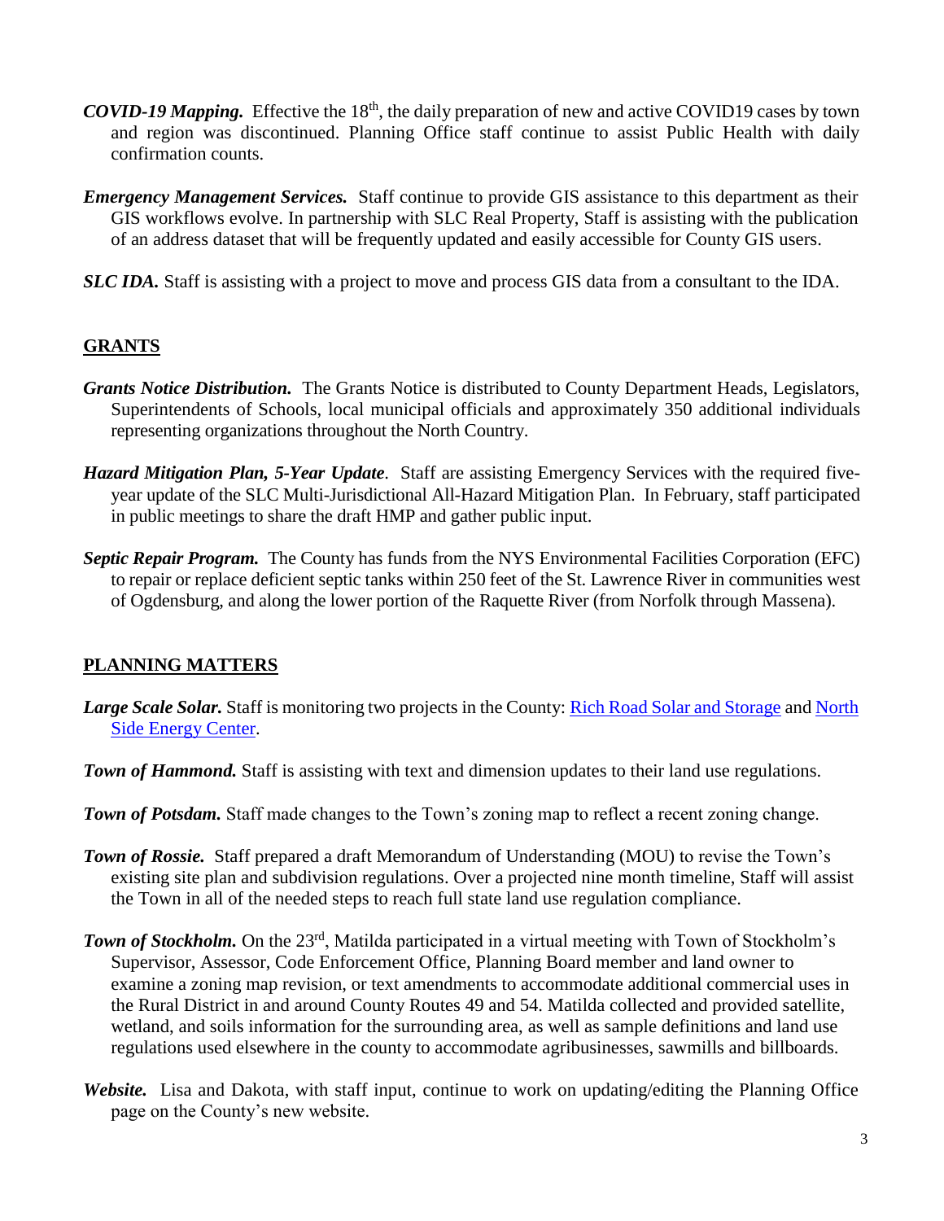***COVID-19 Mapping.*** Effective the 18th, the daily preparation of new and active COVID19 cases by town and region was discontinued. Planning Office staff continue to assist Public Health with daily confirmation counts.

***Emergency Management Services.*** Staff continue to provide GIS assistance to this department as their GIS workflows evolve. In partnership with SLC Real Property, Staff is assisting with the publication of an address dataset that will be frequently updated and easily accessible for County GIS users.

***SLC IDA.*** Staff is assisting with a project to move and process GIS data from a consultant to the IDA.

## GRANTS

***Grants Notice Distribution.*** The Grants Notice is distributed to County Department Heads, Legislators, Superintendents of Schools, local municipal officials and approximately 350 additional individuals representing organizations throughout the North Country.

***Hazard Mitigation Plan, 5-Year Update***. Staff are assisting Emergency Services with the required five-year update of the SLC Multi-Jurisdictional All-Hazard Mitigation Plan. In February, staff participated in public meetings to share the draft HMP and gather public input.

***Septic Repair Program.*** The County has funds from the NYS Environmental Facilities Corporation (EFC) to repair or replace deficient septic tanks within 250 feet of the St. Lawrence River in communities west of Ogdensburg, and along the lower portion of the Raquette River (from Norfolk through Massena).

## PLANNING MATTERS

***Large Scale Solar.*** Staff is monitoring two projects in the County: Rich Road Solar and Storage and North Side Energy Center.

***Town of Hammond.*** Staff is assisting with text and dimension updates to their land use regulations.

***Town of Potsdam.*** Staff made changes to the Town's zoning map to reflect a recent zoning change.

***Town of Rossie.*** Staff prepared a draft Memorandum of Understanding (MOU) to revise the Town's existing site plan and subdivision regulations. Over a projected nine month timeline, Staff will assist the Town in all of the needed steps to reach full state land use regulation compliance.

***Town of Stockholm.*** On the 23rd, Matilda participated in a virtual meeting with Town of Stockholm's Supervisor, Assessor, Code Enforcement Office, Planning Board member and land owner to examine a zoning map revision, or text amendments to accommodate additional commercial uses in the Rural District in and around County Routes 49 and 54. Matilda collected and provided satellite, wetland, and soils information for the surrounding area, as well as sample definitions and land use regulations used elsewhere in the county to accommodate agribusinesses, sawmills and billboards.

***Website.*** Lisa and Dakota, with staff input, continue to work on updating/editing the Planning Office page on the County's new website.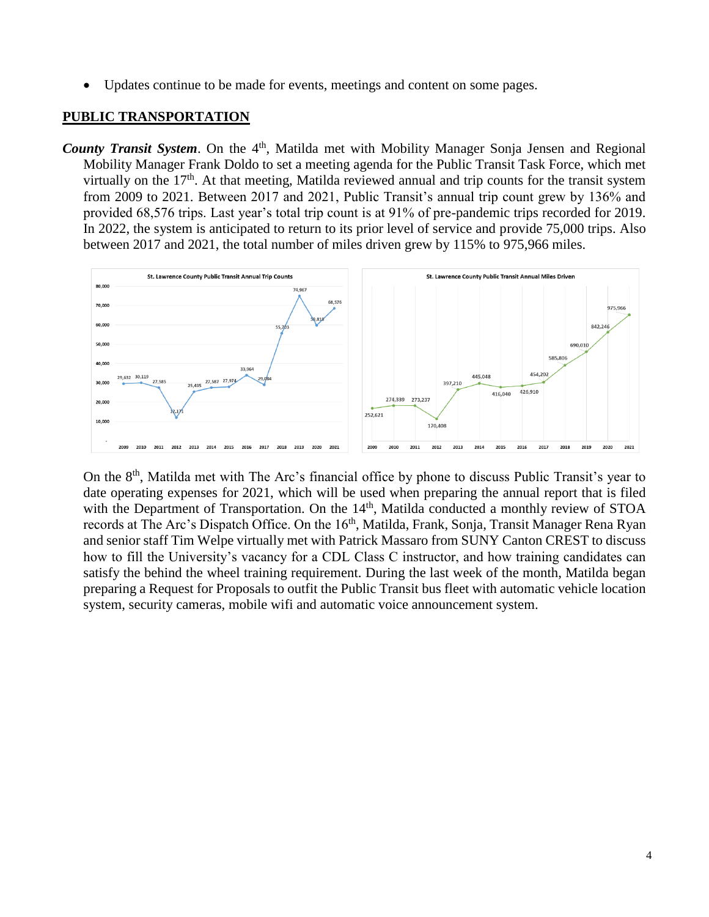- Updates continue to be made for events, meetings and content on some pages.

## PUBLIC TRANSPORTATION

***County Transit System***. On the 4th, Matilda met with Mobility Manager Sonja Jensen and Regional Mobility Manager Frank Doldo to set a meeting agenda for the Public Transit Task Force, which met virtually on the 17th. At that meeting, Matilda reviewed annual and trip counts for the transit system from 2009 to 2021. Between 2017 and 2021, Public Transit's annual trip count grew by 136% and provided 68,576 trips. Last year's total trip count is at 91% of pre-pandemic trips recorded for 2019. In 2022, the system is anticipated to return to its prior level of service and provide 75,000 trips. Also between 2017 and 2021, the total number of miles driven grew by 115% to 975,966 miles.

St. Lawrence County Public Transit Annual Trip Counts

80,000
70,000
60,000
50,000
40,000
30,000
20,000
10,000
-

29,632 30,119 27,585 12,171 25,435 27,587 27,974 33,964 29,084 55,703 74,967 59,818 68,576

2009 2010 2011 2012 2013 2014 2015 2016 2017 2018 2019 2020 2021

St. Lawrence County Public Transit Annual Miles Driven

252,621 274,339 273,237 170,408 397,210 445,048 416,040 426,910 454,202 585,806 690,010 842,246 975,966

2009 2010 2011 2012 2013 2014 2015 2016 2017 2018 2019 2020 2021

On the 8th, Matilda met with The Arc's financial office by phone to discuss Public Transit's year to date operating expenses for 2021, which will be used when preparing the annual report that is filed with the Department of Transportation. On the 14th, Matilda conducted a monthly review of STOA records at The Arc's Dispatch Office. On the 16th, Matilda, Frank, Sonja, Transit Manager Rena Ryan and senior staff Tim Welpe virtually met with Patrick Massaro from SUNY Canton CREST to discuss how to fill the University's vacancy for a CDL Class C instructor, and how training candidates can satisfy the behind the wheel training requirement. During the last week of the month, Matilda began preparing a Request for Proposals to outfit the Public Transit bus fleet with automatic vehicle location system, security cameras, mobile wifi and automatic voice announcement system.